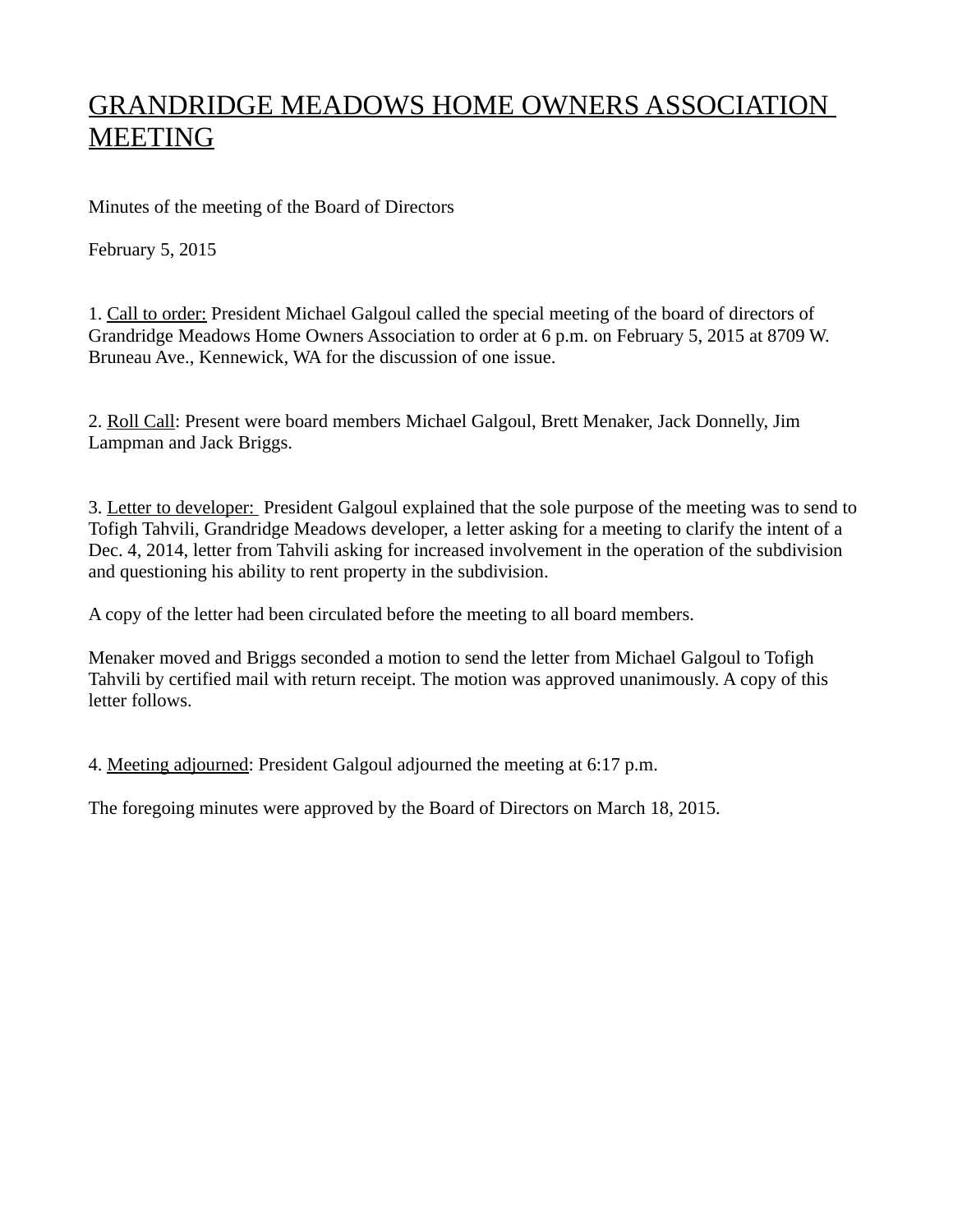# GRANDRIDGE MEADOWS HOME OWNERS ASSOCIATION MEETING

Minutes of the meeting of the Board of Directors

February 5, 2015

1. Call to order: President Michael Galgoul called the special meeting of the board of directors of Grandridge Meadows Home Owners Association to order at 6 p.m. on February 5, 2015 at 8709 W. Bruneau Ave., Kennewick, WA for the discussion of one issue.

2. Roll Call: Present were board members Michael Galgoul, Brett Menaker, Jack Donnelly, Jim Lampman and Jack Briggs.

3. Letter to developer: President Galgoul explained that the sole purpose of the meeting was to send to Tofigh Tahvili, Grandridge Meadows developer, a letter asking for a meeting to clarify the intent of a Dec. 4, 2014, letter from Tahvili asking for increased involvement in the operation of the subdivision and questioning his ability to rent property in the subdivision.

A copy of the letter had been circulated before the meeting to all board members.

Menaker moved and Briggs seconded a motion to send the letter from Michael Galgoul to Tofigh Tahvili by certified mail with return receipt. The motion was approved unanimously. A copy of this letter follows.

4. Meeting adjourned: President Galgoul adjourned the meeting at 6:17 p.m.

The foregoing minutes were approved by the Board of Directors on March 18, 2015.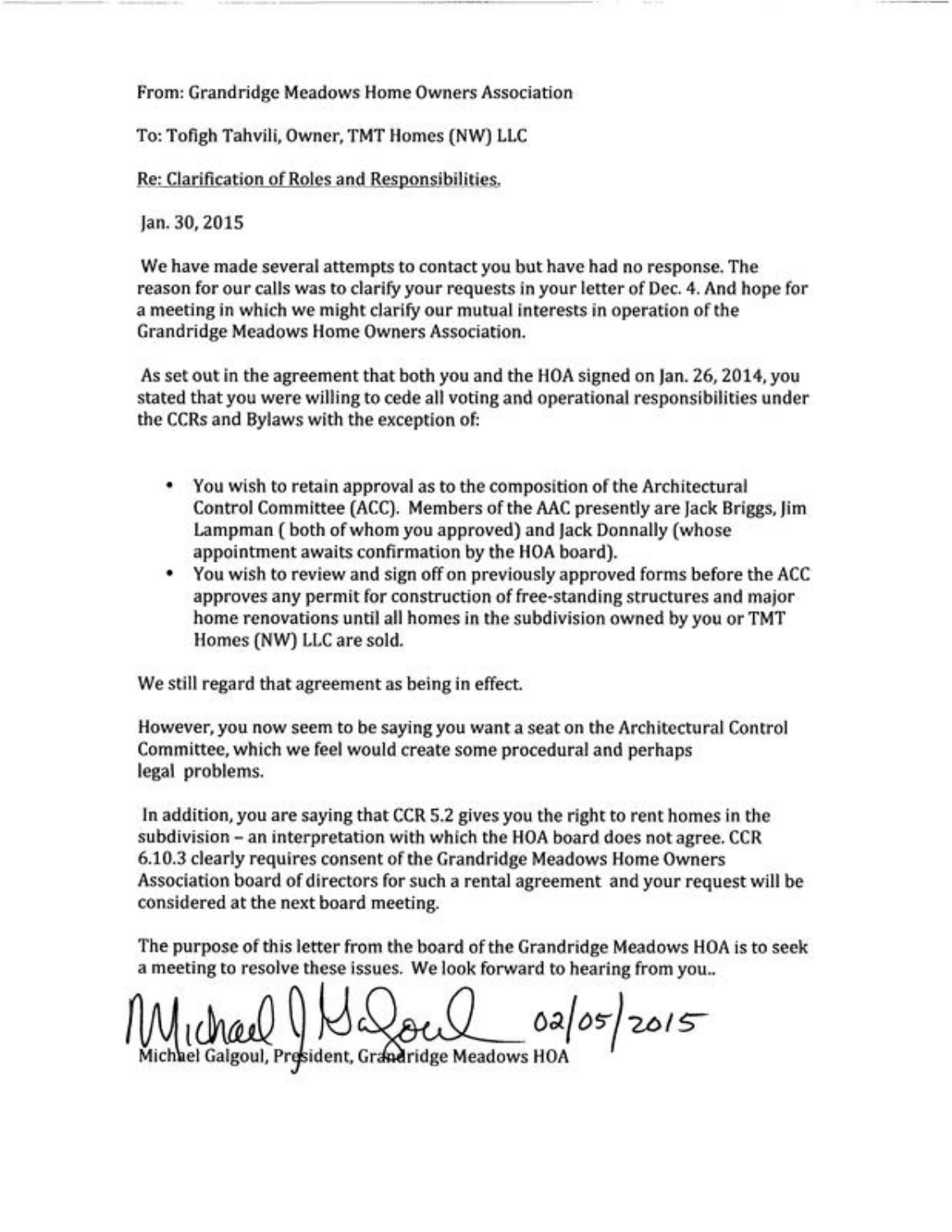From: Grandridge Meadows Home Owners Association

To: Tofigh Tahvili, Owner, TMT Homes (NW) LLC

Re: Clarification of Roles and Responsibilities.

Jan. 30, 2015

We have made several attempts to contact you but have had no response. The reason for our calls was to clarify your requests in your letter of Dec. 4. And hope for a meeting in which we might clarify our mutual interests in operation of the Grandridge Meadows Home Owners Association.

As set out in the agreement that both you and the HOA signed on Jan. 26, 2014, you stated that you were willing to cede all voting and operational responsibilities under the CCRs and Bylaws with the exception of:

- You wish to retain approval as to the composition of the Architectural Control Committee (ACC). Members of the AAC presently are Jack Briggs, Jim Lampman ( both of whom you approved) and Jack Donnally (whose appointment awaits confirmation by the HOA board).
- You wish to review and sign off on previously approved forms before the ACC approves any permit for construction of free-standing structures and major home renovations until all homes in the subdivision owned by you or TMT Homes (NW) LLC are sold.

We still regard that agreement as being in effect.

However, you now seem to be saying you want a seat on the Architectural Control Committee, which we feel would create some procedural and perhaps legal problems.

In addition, you are saying that CCR 5.2 gives you the right to rent homes in the subdivision – an interpretation with which the HOA board does not agree. CCR 6.10.3 clearly requires consent of the Grandridge Meadows Home Owners Association board of directors for such a rental agreement and your request will be considered at the next board meeting.

The purpose of this letter from the board of the Grandridge Meadows HOA is to seek a meeting to resolve these issues. We look forward to hearing from you..

Michael J Galgoul 02/05/2015

Michael Galgoul, President, Grandridge Meadows HOA